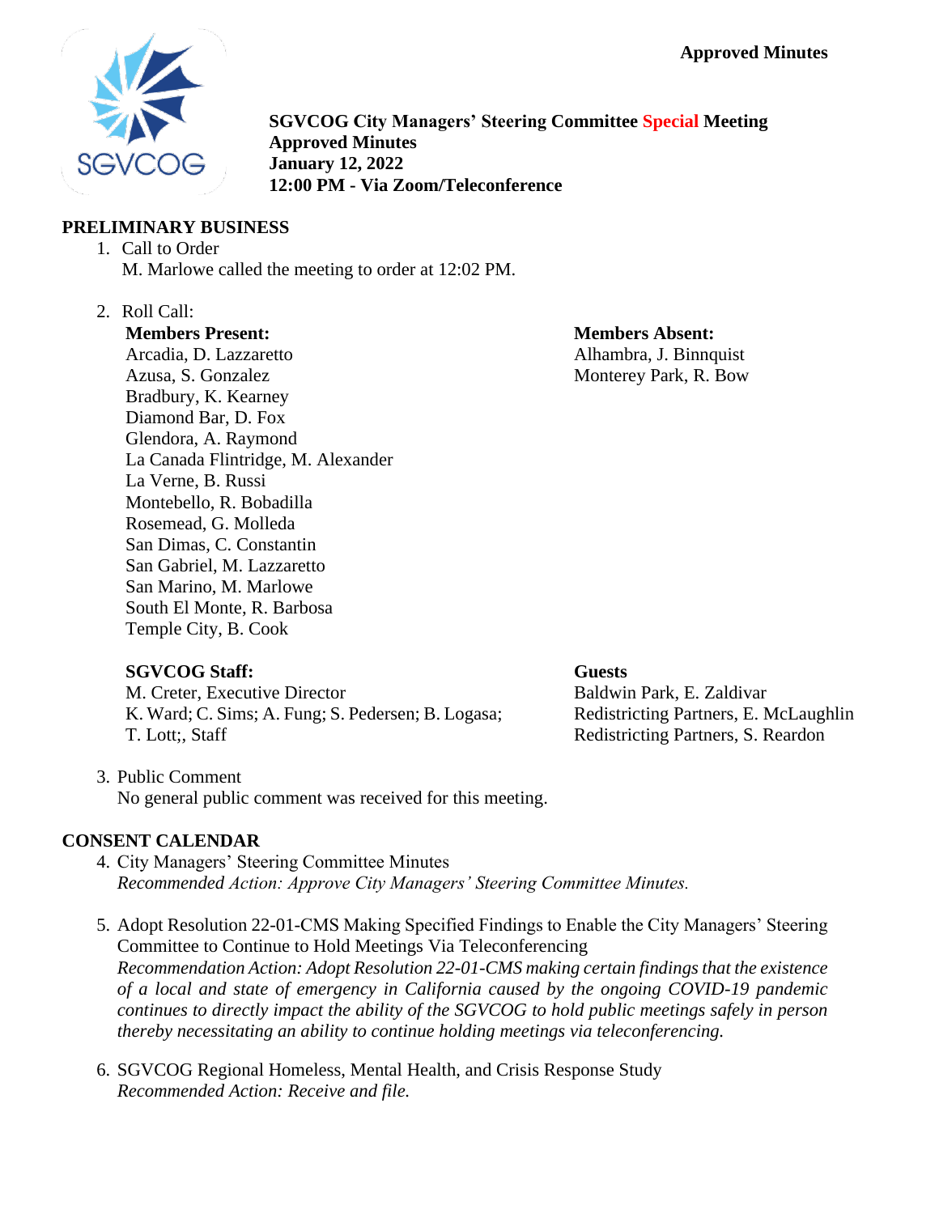Approved Minutes

**SGVCOG City Managers' Steering Committee Special Meeting**
**Approved Minutes**
**January 12, 2022**
**12:00 PM - Via Zoom/Teleconference**

## PRELIMINARY BUSINESS

1. Call to Order
   M. Marlowe called the meeting to order at 12:02 PM.

2. Roll Call:

   **Members Present:**
   Arcadia, D. Lazzaretto
   Azusa, S. Gonzalez
   Bradbury, K. Kearney
   Diamond Bar, D. Fox
   Glendora, A. Raymond
   La Canada Flintridge, M. Alexander
   La Verne, B. Russi
   Montebello, R. Bobadilla
   Rosemead, G. Molleda
   San Dimas, C. Constantin
   San Gabriel, M. Lazzaretto
   San Marino, M. Marlowe
   South El Monte, R. Barbosa
   Temple City, B. Cook

   **Members Absent:**
   Alhambra, J. Binnquist
   Monterey Park, R. Bow

   **SGVCOG Staff:**
   M. Creter, Executive Director
   K. Ward; C. Sims; A. Fung; S. Pedersen; B. Logasa; T. Lott;, Staff

   **Guests**
   Baldwin Park, E. Zaldivar
   Redistricting Partners, E. McLaughlin
   Redistricting Partners, S. Reardon

3. Public Comment
   No general public comment was received for this meeting.

## CONSENT CALENDAR

4. City Managers' Steering Committee Minutes
   *Recommended Action: Approve City Managers' Steering Committee Minutes.*

5. Adopt Resolution 22-01-CMS Making Specified Findings to Enable the City Managers' Steering Committee to Continue to Hold Meetings Via Teleconferencing
   *Recommendation Action: Adopt Resolution 22-01-CMS making certain findings that the existence of a local and state of emergency in California caused by the ongoing COVID-19 pandemic continues to directly impact the ability of the SGVCOG to hold public meetings safely in person thereby necessitating an ability to continue holding meetings via teleconferencing.*

6. SGVCOG Regional Homeless, Mental Health, and Crisis Response Study
   *Recommended Action: Receive and file.*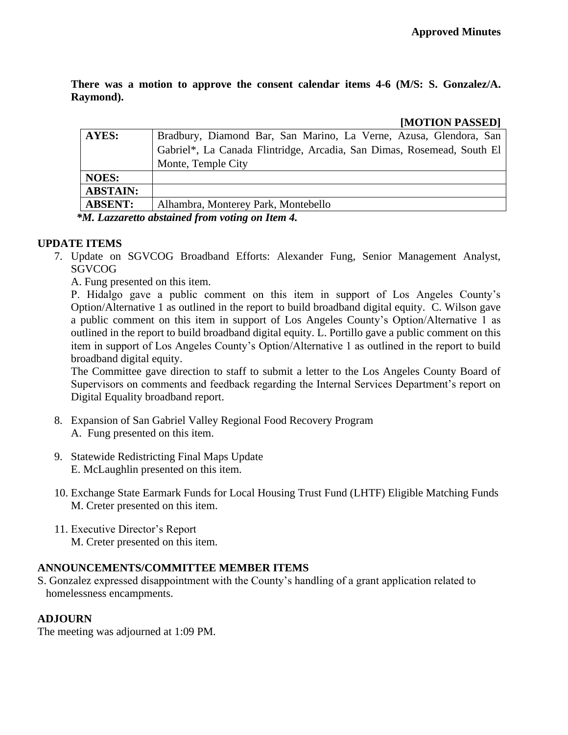**Approved Minutes**

**There was a motion to approve the consent calendar items 4-6 (M/S: S. Gonzalez/A. Raymond).**

**[MOTION PASSED]**

| | |
|---|---|
| **AYES:** | Bradbury, Diamond Bar, San Marino, La Verne, Azusa, Glendora, San Gabriel*, La Canada Flintridge, Arcadia, San Dimas, Rosemead, South El Monte, Temple City |
| **NOES:** | |
| **ABSTAIN:** | |
| **ABSENT:** | Alhambra, Monterey Park, Montebello |

***M. Lazzaretto abstained from voting on Item 4.***

## UPDATE ITEMS

7. Update on SGVCOG Broadband Efforts: Alexander Fung, Senior Management Analyst, SGVCOG

   A. Fung presented on this item.

   P. Hidalgo gave a public comment on this item in support of Los Angeles County's Option/Alternative 1 as outlined in the report to build broadband digital equity. C. Wilson gave a public comment on this item in support of Los Angeles County's Option/Alternative 1 as outlined in the report to build broadband digital equity. L. Portillo gave a public comment on this item in support of Los Angeles County's Option/Alternative 1 as outlined in the report to build broadband digital equity.

   The Committee gave direction to staff to submit a letter to the Los Angeles County Board of Supervisors on comments and feedback regarding the Internal Services Department's report on Digital Equality broadband report.

8. Expansion of San Gabriel Valley Regional Food Recovery Program

   A. Fung presented on this item.

9. Statewide Redistricting Final Maps Update

   E. McLaughlin presented on this item.

10. Exchange State Earmark Funds for Local Housing Trust Fund (LHTF) Eligible Matching Funds

    M. Creter presented on this item.

11. Executive Director's Report

    M. Creter presented on this item.

## ANNOUNCEMENTS/COMMITTEE MEMBER ITEMS

S. Gonzalez expressed disappointment with the County's handling of a grant application related to homelessness encampments.

## ADJOURN

The meeting was adjourned at 1:09 PM.